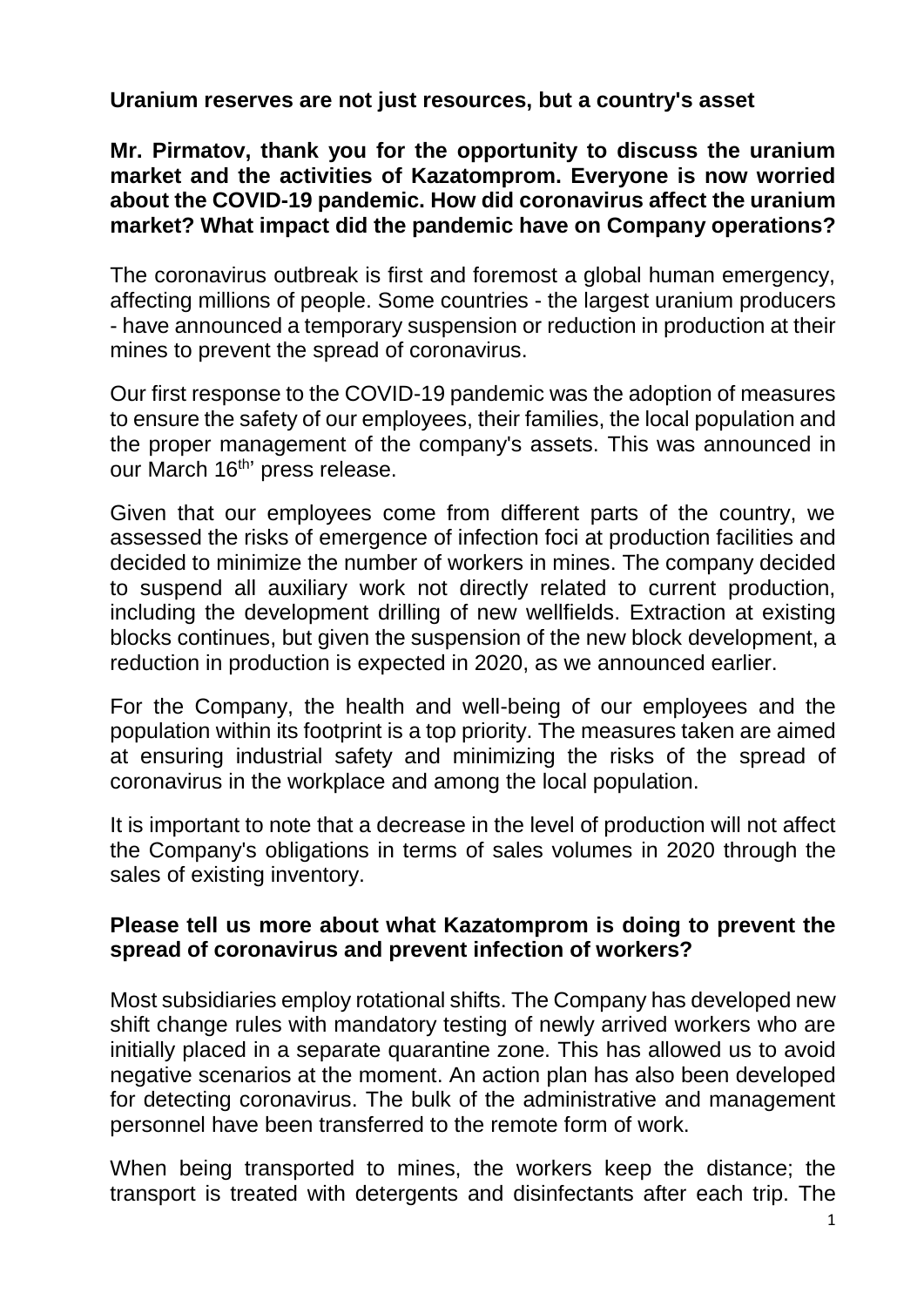**Uranium reserves are not just resources, but a country's asset**

**Mr. Pirmatov, thank you for the opportunity to discuss the uranium market and the activities of Kazatomprom. Everyone is now worried about the COVID-19 pandemic. How did coronavirus affect the uranium market? What impact did the pandemic have on Company operations?**

The coronavirus outbreak is first and foremost a global human emergency, affecting millions of people. Some countries - the largest uranium producers - have announced a temporary suspension or reduction in production at their mines to prevent the spread of coronavirus.

Our first response to the COVID-19 pandemic was the adoption of measures to ensure the safety of our employees, their families, the local population and the proper management of the company's assets. This was announced in our March 16th' press release.

Given that our employees come from different parts of the country, we assessed the risks of emergence of infection foci at production facilities and decided to minimize the number of workers in mines. The company decided to suspend all auxiliary work not directly related to current production, including the development drilling of new wellfields. Extraction at existing blocks continues, but given the suspension of the new block development, a reduction in production is expected in 2020, as we announced earlier.

For the Company, the health and well-being of our employees and the population within its footprint is a top priority. The measures taken are aimed at ensuring industrial safety and minimizing the risks of the spread of coronavirus in the workplace and among the local population.

It is important to note that a decrease in the level of production will not affect the Company's obligations in terms of sales volumes in 2020 through the sales of existing inventory.

**Please tell us more about what Kazatomprom is doing to prevent the spread of coronavirus and prevent infection of workers?**

Most subsidiaries employ rotational shifts. The Company has developed new shift change rules with mandatory testing of newly arrived workers who are initially placed in a separate quarantine zone. This has allowed us to avoid negative scenarios at the moment. An action plan has also been developed for detecting coronavirus. The bulk of the administrative and management personnel have been transferred to the remote form of work.

When being transported to mines, the workers keep the distance; the transport is treated with detergents and disinfectants after each trip. The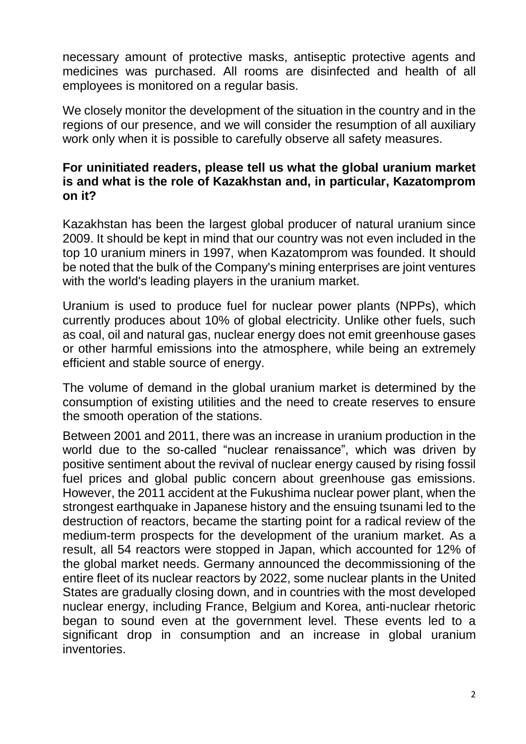necessary amount of protective masks, antiseptic protective agents and medicines was purchased. All rooms are disinfected and health of all employees is monitored on a regular basis.

We closely monitor the development of the situation in the country and in the regions of our presence, and we will consider the resumption of all auxiliary work only when it is possible to carefully observe all safety measures.

**For uninitiated readers, please tell us what the global uranium market is and what is the role of Kazakhstan and, in particular, Kazatomprom on it?**

Kazakhstan has been the largest global producer of natural uranium since 2009. It should be kept in mind that our country was not even included in the top 10 uranium miners in 1997, when Kazatomprom was founded. It should be noted that the bulk of the Company's mining enterprises are joint ventures with the world's leading players in the uranium market.

Uranium is used to produce fuel for nuclear power plants (NPPs), which currently produces about 10% of global electricity. Unlike other fuels, such as coal, oil and natural gas, nuclear energy does not emit greenhouse gases or other harmful emissions into the atmosphere, while being an extremely efficient and stable source of energy.

The volume of demand in the global uranium market is determined by the consumption of existing utilities and the need to create reserves to ensure the smooth operation of the stations.

Between 2001 and 2011, there was an increase in uranium production in the world due to the so-called "nuclear renaissance", which was driven by positive sentiment about the revival of nuclear energy caused by rising fossil fuel prices and global public concern about greenhouse gas emissions. However, the 2011 accident at the Fukushima nuclear power plant, when the strongest earthquake in Japanese history and the ensuing tsunami led to the destruction of reactors, became the starting point for a radical review of the medium-term prospects for the development of the uranium market. As a result, all 54 reactors were stopped in Japan, which accounted for 12% of the global market needs. Germany announced the decommissioning of the entire fleet of its nuclear reactors by 2022, some nuclear plants in the United States are gradually closing down, and in countries with the most developed nuclear energy, including France, Belgium and Korea, anti-nuclear rhetoric began to sound even at the government level. These events led to a significant drop in consumption and an increase in global uranium inventories.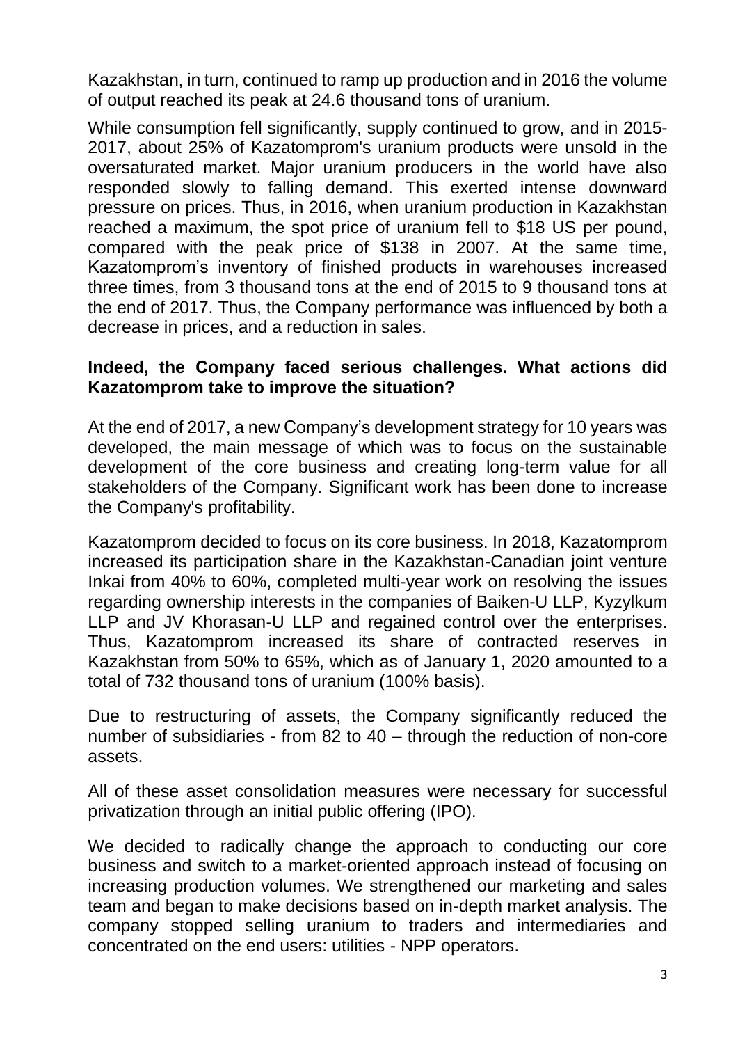Kazakhstan, in turn, continued to ramp up production and in 2016 the volume of output reached its peak at 24.6 thousand tons of uranium.

While consumption fell significantly, supply continued to grow, and in 2015-2017, about 25% of Kazatomprom's uranium products were unsold in the oversaturated market. Major uranium producers in the world have also responded slowly to falling demand. This exerted intense downward pressure on prices. Thus, in 2016, when uranium production in Kazakhstan reached a maximum, the spot price of uranium fell to $18 US per pound, compared with the peak price of $138 in 2007. At the same time, Kazatomprom's inventory of finished products in warehouses increased three times, from 3 thousand tons at the end of 2015 to 9 thousand tons at the end of 2017. Thus, the Company performance was influenced by both a decrease in prices, and a reduction in sales.

**Indeed, the Company faced serious challenges. What actions did Kazatomprom take to improve the situation?**

At the end of 2017, a new Company's development strategy for 10 years was developed, the main message of which was to focus on the sustainable development of the core business and creating long-term value for all stakeholders of the Company. Significant work has been done to increase the Company's profitability.

Kazatomprom decided to focus on its core business. In 2018, Kazatomprom increased its participation share in the Kazakhstan-Canadian joint venture Inkai from 40% to 60%, completed multi-year work on resolving the issues regarding ownership interests in the companies of Baiken-U LLP, Kyzylkum LLP and JV Khorasan-U LLP and regained control over the enterprises. Thus, Kazatomprom increased its share of contracted reserves in Kazakhstan from 50% to 65%, which as of January 1, 2020 amounted to a total of 732 thousand tons of uranium (100% basis).

Due to restructuring of assets, the Company significantly reduced the number of subsidiaries - from 82 to 40 – through the reduction of non-core assets.

All of these asset consolidation measures were necessary for successful privatization through an initial public offering (IPO).

We decided to radically change the approach to conducting our core business and switch to a market-oriented approach instead of focusing on increasing production volumes. We strengthened our marketing and sales team and began to make decisions based on in-depth market analysis. The company stopped selling uranium to traders and intermediaries and concentrated on the end users: utilities - NPP operators.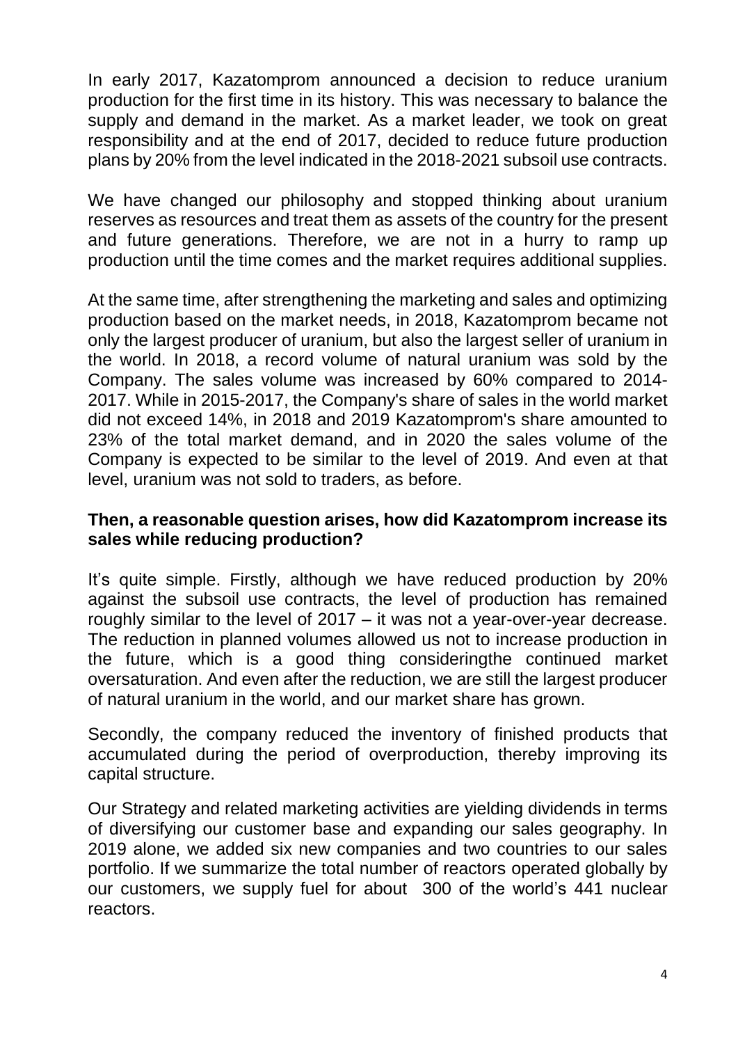In early 2017, Kazatomprom announced a decision to reduce uranium production for the first time in its history. This was necessary to balance the supply and demand in the market. As a market leader, we took on great responsibility and at the end of 2017, decided to reduce future production plans by 20% from the level indicated in the 2018-2021 subsoil use contracts.

We have changed our philosophy and stopped thinking about uranium reserves as resources and treat them as assets of the country for the present and future generations. Therefore, we are not in a hurry to ramp up production until the time comes and the market requires additional supplies.

At the same time, after strengthening the marketing and sales and optimizing production based on the market needs, in 2018, Kazatomprom became not only the largest producer of uranium, but also the largest seller of uranium in the world. In 2018, a record volume of natural uranium was sold by the Company. The sales volume was increased by 60% compared to 2014-2017. While in 2015-2017, the Company's share of sales in the world market did not exceed 14%, in 2018 and 2019 Kazatomprom's share amounted to 23% of the total market demand, and in 2020 the sales volume of the Company is expected to be similar to the level of 2019. And even at that level, uranium was not sold to traders, as before.

**Then, a reasonable question arises, how did Kazatomprom increase its sales while reducing production?**

It's quite simple. Firstly, although we have reduced production by 20% against the subsoil use contracts, the level of production has remained roughly similar to the level of 2017 – it was not a year-over-year decrease. The reduction in planned volumes allowed us not to increase production in the future, which is a good thing consideringthe continued market oversaturation. And even after the reduction, we are still the largest producer of natural uranium in the world, and our market share has grown.

Secondly, the company reduced the inventory of finished products that accumulated during the period of overproduction, thereby improving its capital structure.

Our Strategy and related marketing activities are yielding dividends in terms of diversifying our customer base and expanding our sales geography. In 2019 alone, we added six new companies and two countries to our sales portfolio. If we summarize the total number of reactors operated globally by our customers, we supply fuel for about 300 of the world's 441 nuclear reactors.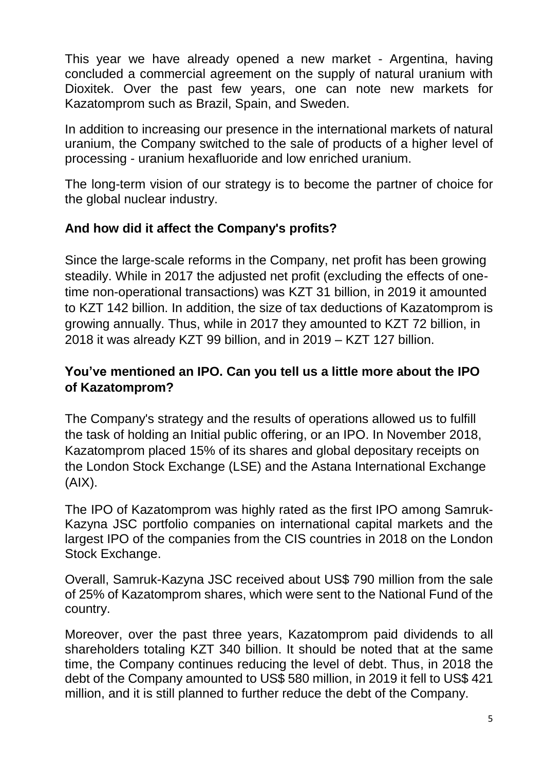This year we have already opened a new market - Argentina, having concluded a commercial agreement on the supply of natural uranium with Dioxitek. Over the past few years, one can note new markets for Kazatomprom such as Brazil, Spain, and Sweden.

In addition to increasing our presence in the international markets of natural uranium, the Company switched to the sale of products of a higher level of processing - uranium hexafluoride and low enriched uranium.

The long-term vision of our strategy is to become the partner of choice for the global nuclear industry.

**And how did it affect the Company's profits?**

Since the large-scale reforms in the Company, net profit has been growing steadily. While in 2017 the adjusted net profit (excluding the effects of one-time non-operational transactions) was KZT 31 billion, in 2019 it amounted to KZT 142 billion. In addition, the size of tax deductions of Kazatomprom is growing annually. Thus, while in 2017 they amounted to KZT 72 billion, in 2018 it was already KZT 99 billion, and in 2019 – KZT 127 billion.

**You've mentioned an IPO. Can you tell us a little more about the IPO of Kazatomprom?**

The Company's strategy and the results of operations allowed us to fulfill the task of holding an Initial public offering, or an IPO. In November 2018, Kazatomprom placed 15% of its shares and global depositary receipts on the London Stock Exchange (LSE) and the Astana International Exchange (AIX).

The IPO of Kazatomprom was highly rated as the first IPO among Samruk-Kazyna JSC portfolio companies on international capital markets and the largest IPO of the companies from the CIS countries in 2018 on the London Stock Exchange.

Overall, Samruk-Kazyna JSC received about US$ 790 million from the sale of 25% of Kazatomprom shares, which were sent to the National Fund of the country.

Moreover, over the past three years, Kazatomprom paid dividends to all shareholders totaling KZT 340 billion. It should be noted that at the same time, the Company continues reducing the level of debt. Thus, in 2018 the debt of the Company amounted to US$ 580 million, in 2019 it fell to US$ 421 million, and it is still planned to further reduce the debt of the Company.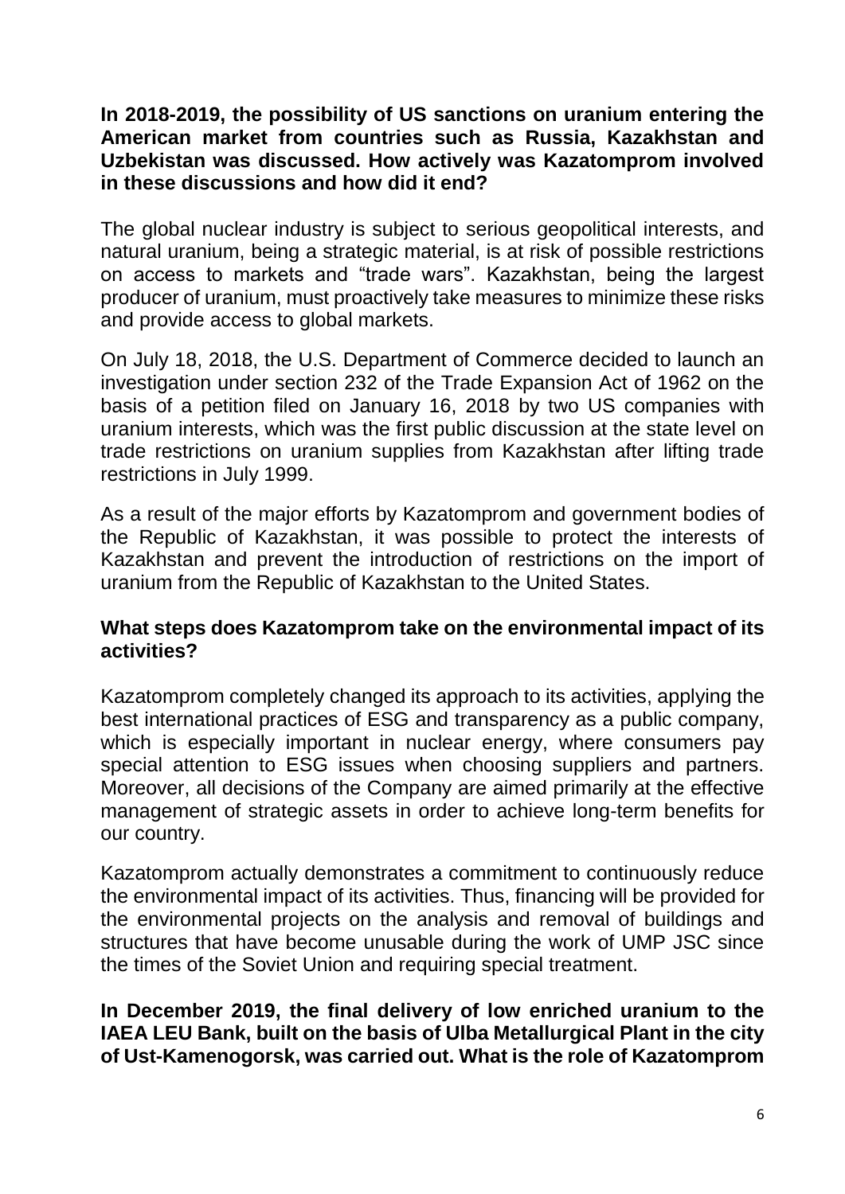**In 2018-2019, the possibility of US sanctions on uranium entering the American market from countries such as Russia, Kazakhstan and Uzbekistan was discussed. How actively was Kazatomprom involved in these discussions and how did it end?**

The global nuclear industry is subject to serious geopolitical interests, and natural uranium, being a strategic material, is at risk of possible restrictions on access to markets and "trade wars". Kazakhstan, being the largest producer of uranium, must proactively take measures to minimize these risks and provide access to global markets.

On July 18, 2018, the U.S. Department of Commerce decided to launch an investigation under section 232 of the Trade Expansion Act of 1962 on the basis of a petition filed on January 16, 2018 by two US companies with uranium interests, which was the first public discussion at the state level on trade restrictions on uranium supplies from Kazakhstan after lifting trade restrictions in July 1999.

As a result of the major efforts by Kazatomprom and government bodies of the Republic of Kazakhstan, it was possible to protect the interests of Kazakhstan and prevent the introduction of restrictions on the import of uranium from the Republic of Kazakhstan to the United States.

**What steps does Kazatomprom take on the environmental impact of its activities?**

Kazatomprom completely changed its approach to its activities, applying the best international practices of ESG and transparency as a public company, which is especially important in nuclear energy, where consumers pay special attention to ESG issues when choosing suppliers and partners. Moreover, all decisions of the Company are aimed primarily at the effective management of strategic assets in order to achieve long-term benefits for our country.

Kazatomprom actually demonstrates a commitment to continuously reduce the environmental impact of its activities. Thus, financing will be provided for the environmental projects on the analysis and removal of buildings and structures that have become unusable during the work of UMP JSC since the times of the Soviet Union and requiring special treatment.

**In December 2019, the final delivery of low enriched uranium to the IAEA LEU Bank, built on the basis of Ulba Metallurgical Plant in the city of Ust-Kamenogorsk, was carried out. What is the role of Kazatomprom**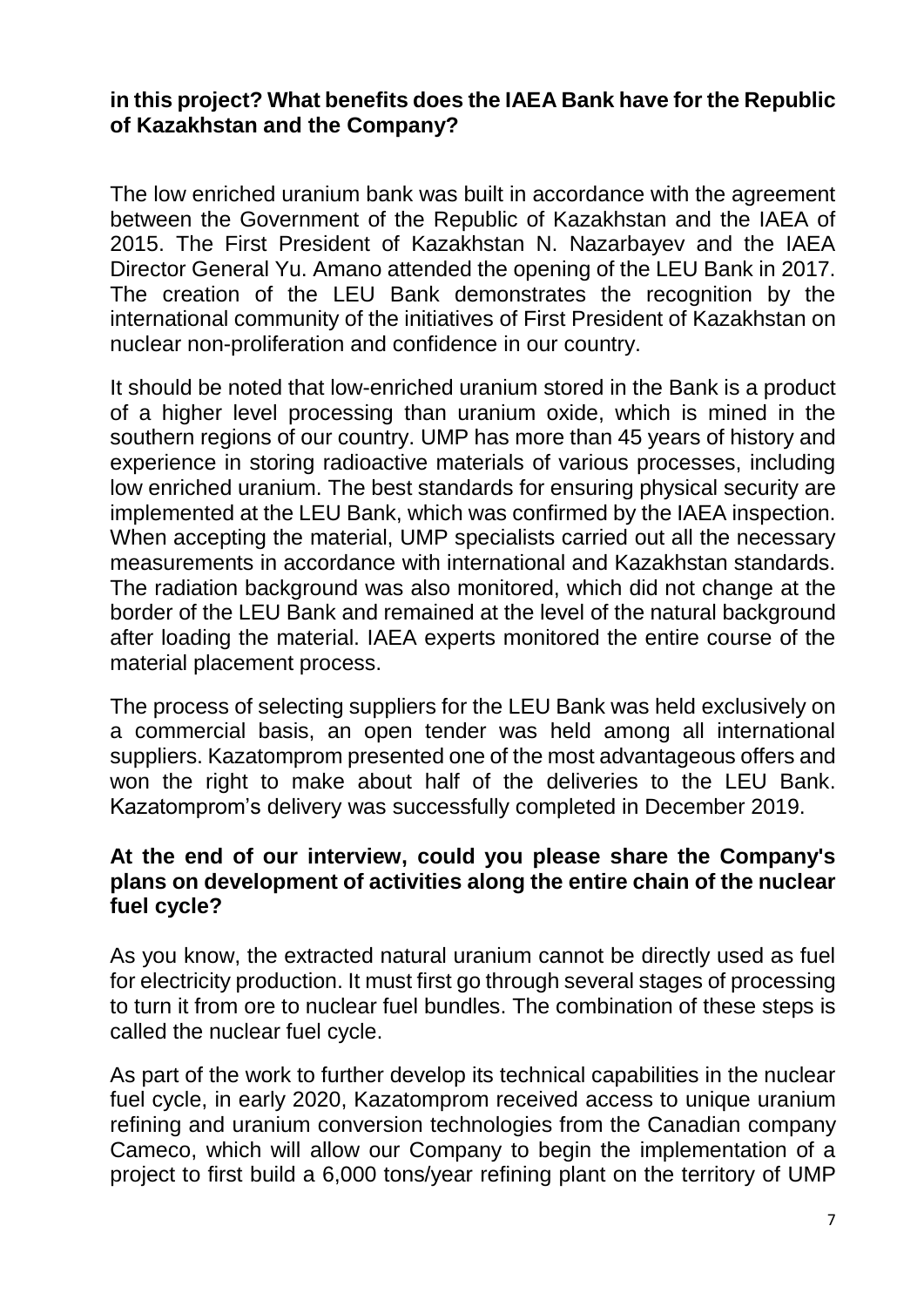**in this project? What benefits does the IAEA Bank have for the Republic of Kazakhstan and the Company?**

The low enriched uranium bank was built in accordance with the agreement between the Government of the Republic of Kazakhstan and the IAEA of 2015. The First President of Kazakhstan N. Nazarbayev and the IAEA Director General Yu. Amano attended the opening of the LEU Bank in 2017. The creation of the LEU Bank demonstrates the recognition by the international community of the initiatives of First President of Kazakhstan on nuclear non-proliferation and confidence in our country.

It should be noted that low-enriched uranium stored in the Bank is a product of a higher level processing than uranium oxide, which is mined in the southern regions of our country. UMP has more than 45 years of history and experience in storing radioactive materials of various processes, including low enriched uranium. The best standards for ensuring physical security are implemented at the LEU Bank, which was confirmed by the IAEA inspection. When accepting the material, UMP specialists carried out all the necessary measurements in accordance with international and Kazakhstan standards. The radiation background was also monitored, which did not change at the border of the LEU Bank and remained at the level of the natural background after loading the material. IAEA experts monitored the entire course of the material placement process.

The process of selecting suppliers for the LEU Bank was held exclusively on a commercial basis, an open tender was held among all international suppliers. Kazatomprom presented one of the most advantageous offers and won the right to make about half of the deliveries to the LEU Bank. Kazatomprom's delivery was successfully completed in December 2019.

**At the end of our interview, could you please share the Company's plans on development of activities along the entire chain of the nuclear fuel cycle?**

As you know, the extracted natural uranium cannot be directly used as fuel for electricity production. It must first go through several stages of processing to turn it from ore to nuclear fuel bundles. The combination of these steps is called the nuclear fuel cycle.

As part of the work to further develop its technical capabilities in the nuclear fuel cycle, in early 2020, Kazatomprom received access to unique uranium refining and uranium conversion technologies from the Canadian company Cameco, which will allow our Company to begin the implementation of a project to first build a 6,000 tons/year refining plant on the territory of UMP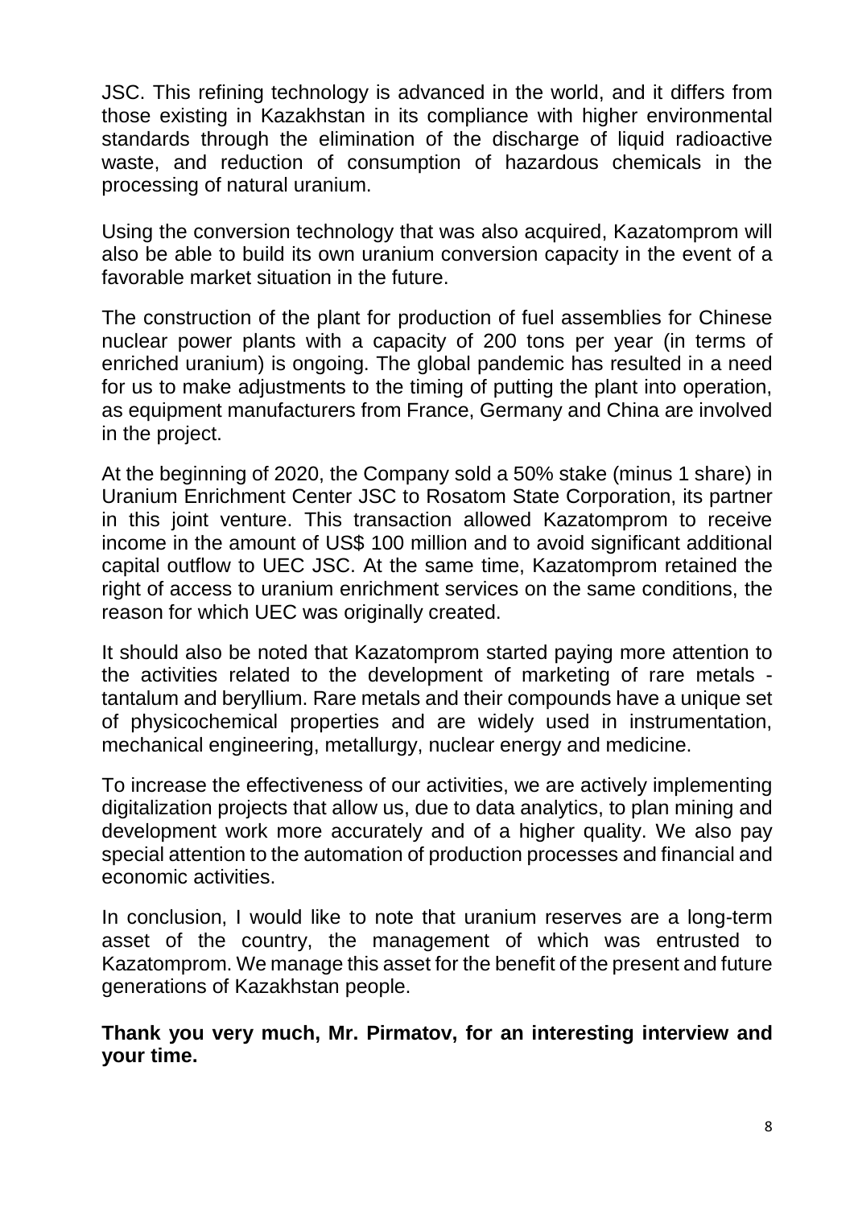JSC. This refining technology is advanced in the world, and it differs from those existing in Kazakhstan in its compliance with higher environmental standards through the elimination of the discharge of liquid radioactive waste, and reduction of consumption of hazardous chemicals in the processing of natural uranium.

Using the conversion technology that was also acquired, Kazatomprom will also be able to build its own uranium conversion capacity in the event of a favorable market situation in the future.

The construction of the plant for production of fuel assemblies for Chinese nuclear power plants with a capacity of 200 tons per year (in terms of enriched uranium) is ongoing. The global pandemic has resulted in a need for us to make adjustments to the timing of putting the plant into operation, as equipment manufacturers from France, Germany and China are involved in the project.

At the beginning of 2020, the Company sold a 50% stake (minus 1 share) in Uranium Enrichment Center JSC to Rosatom State Corporation, its partner in this joint venture. This transaction allowed Kazatomprom to receive income in the amount of US$ 100 million and to avoid significant additional capital outflow to UEC JSC. At the same time, Kazatomprom retained the right of access to uranium enrichment services on the same conditions, the reason for which UEC was originally created.

It should also be noted that Kazatomprom started paying more attention to the activities related to the development of marketing of rare metals - tantalum and beryllium. Rare metals and their compounds have a unique set of physicochemical properties and are widely used in instrumentation, mechanical engineering, metallurgy, nuclear energy and medicine.

To increase the effectiveness of our activities, we are actively implementing digitalization projects that allow us, due to data analytics, to plan mining and development work more accurately and of a higher quality. We also pay special attention to the automation of production processes and financial and economic activities.

In conclusion, I would like to note that uranium reserves are a long-term asset of the country, the management of which was entrusted to Kazatomprom. We manage this asset for the benefit of the present and future generations of Kazakhstan people.

**Thank you very much, Mr. Pirmatov, for an interesting interview and your time.**